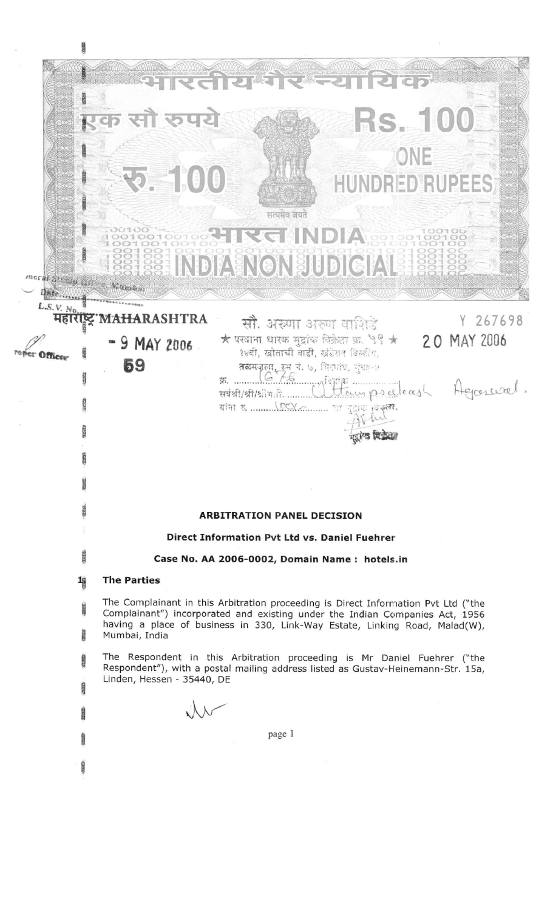भारतीय गैर न्यायिक

एक सौ रुपये Rs. 100

रु. 100 ONE HUNDRED RUPEES

सत्यमेव जयते

भारत INDIA

INDIA NON JUDICIAL

महाराष्ट्र MAHARASHTRA

- 9 MAY 2006

59

सौ. अरुणा अरुण वाशिंदे

★ परवाना धारक मुद्रांक विक्रेता क्र. ५९ ★

१४वी, खोताची वाडी, ख्रंडेराव बिल्डिंग,

तळमजला, रुम नं. ७, गिरगांव, मुंबई-४

क्र. ......1676.......... दिनांक ..................

सर्वश्री/श्री/श्रीमती ......Uttam prakash Agarwal.

यांना रु. .....100........ चा मुद्रांक दिला.

मुद्रांक विक्रेता

Y 267698

20 MAY 2006

**ARBITRATION PANEL DECISION**

**Direct Information Pvt Ltd vs. Daniel Fuehrer**

**Case No. AA 2006-0002, Domain Name : hotels.in**

## 1. The Parties

The Complainant in this Arbitration proceeding is Direct Information Pvt Ltd ("the Complainant") incorporated and existing under the Indian Companies Act, 1956 having a place of business in 330, Link-Way Estate, Linking Road, Malad(W), Mumbai, India

The Respondent in this Arbitration proceeding is Mr Daniel Fuehrer ("the Respondent"), with a postal mailing address listed as Gustav-Heinemann-Str. 15a, Linden, Hessen - 35440, DE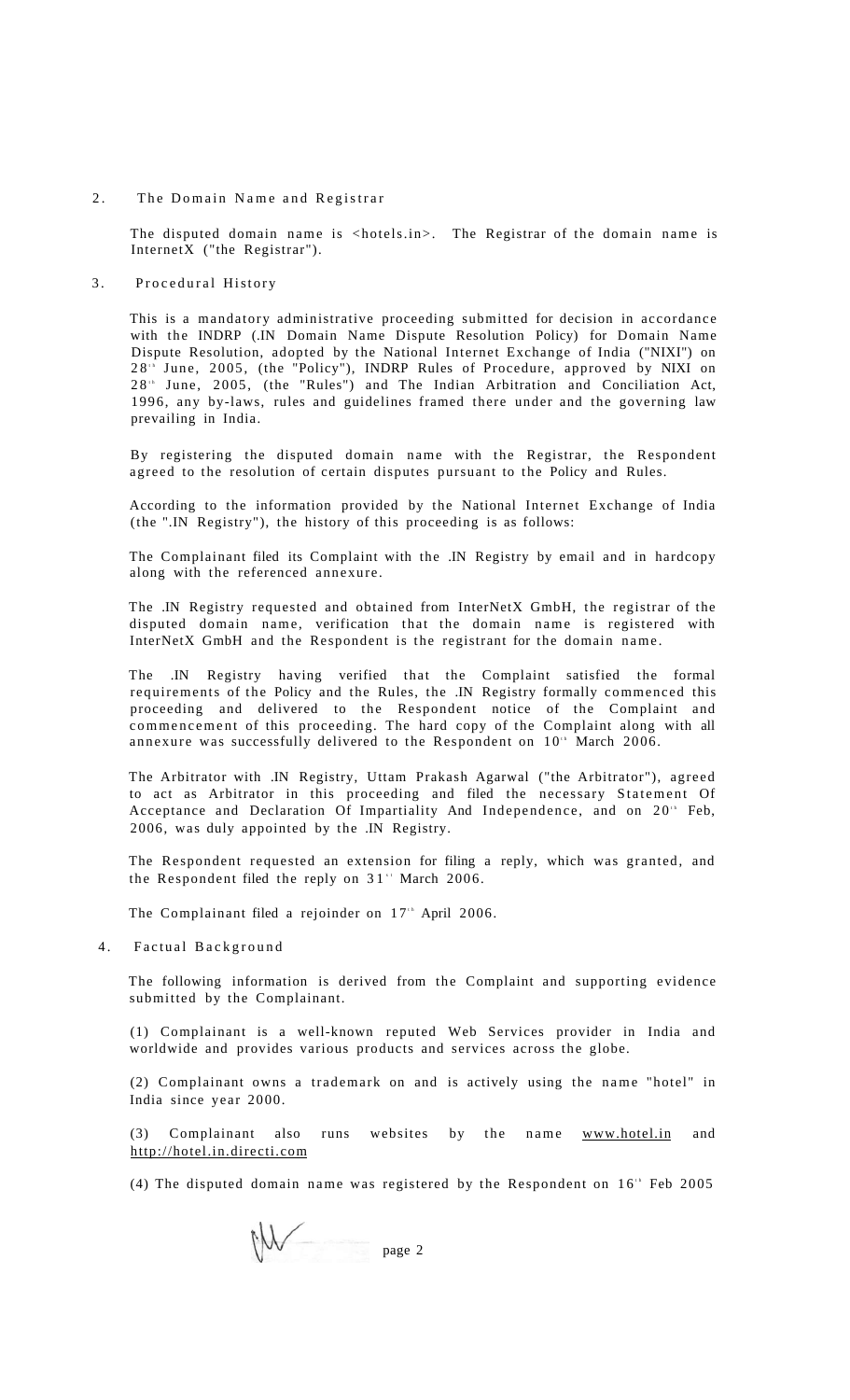## 2. The Domain Name and Registrar

The disputed domain name is <hotels.in>. The Registrar of the domain name is InternetX ("the Registrar").

## 3. Procedural History

This is a mandatory administrative proceeding submitted for decision in accordance with the INDRP (.IN Domain Name Dispute Resolution Policy) for Domain Name Dispute Resolution, adopted by the National Internet Exchange of India ("NIXI") on 28th June, 2005, (the "Policy"), INDRP Rules of Procedure, approved by NIXI on 28th June, 2005, (the "Rules") and The Indian Arbitration and Conciliation Act, 1996, any by-laws, rules and guidelines framed there under and the governing law prevailing in India.

By registering the disputed domain name with the Registrar, the Respondent agreed to the resolution of certain disputes pursuant to the Policy and Rules.

According to the information provided by the National Internet Exchange of India (the ".IN Registry"), the history of this proceeding is as follows:

The Complainant filed its Complaint with the .IN Registry by email and in hardcopy along with the referenced annexure.

The .IN Registry requested and obtained from InterNetX GmbH, the registrar of the disputed domain name, verification that the domain name is registered with InterNetX GmbH and the Respondent is the registrant for the domain name.

The .IN Registry having verified that the Complaint satisfied the formal requirements of the Policy and the Rules, the .IN Registry formally commenced this proceeding and delivered to the Respondent notice of the Complaint and commencement of this proceeding. The hard copy of the Complaint along with all annexure was successfully delivered to the Respondent on 10th March 2006.

The Arbitrator with .IN Registry, Uttam Prakash Agarwal ("the Arbitrator"), agreed to act as Arbitrator in this proceeding and filed the necessary Statement Of Acceptance and Declaration Of Impartiality And Independence, and on 20th Feb, 2006, was duly appointed by the .IN Registry.

The Respondent requested an extension for filing a reply, which was granted, and the Respondent filed the reply on 31st March 2006.

The Complainant filed a rejoinder on 17th April 2006.

## 4. Factual Background

The following information is derived from the Complaint and supporting evidence submitted by the Complainant.

(1) Complainant is a well-known reputed Web Services provider in India and worldwide and provides various products and services across the globe.

(2) Complainant owns a trademark on and is actively using the name "hotel" in India since year 2000.

(3) Complainant also runs websites by the name www.hotel.in and http://hotel.in.directi.com

(4) The disputed domain name was registered by the Respondent on 16th Feb 2005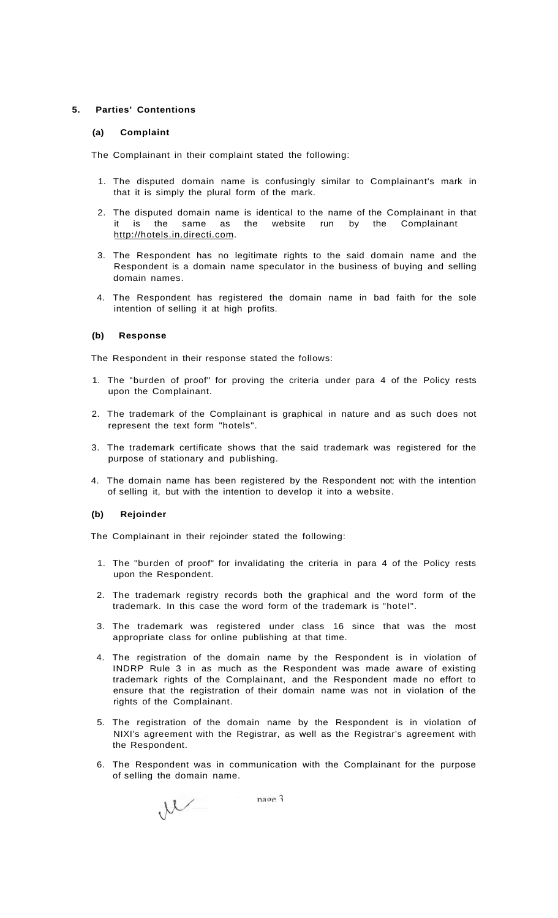## 5. Parties' Contentions

### (a) Complaint

The Complainant in their complaint stated the following:

1. The disputed domain name is confusingly similar to Complainant's mark in that it is simply the plural form of the mark.
2. The disputed domain name is identical to the name of the Complainant in that it is the same as the website run by the Complainant http://hotels.in.directi.com.
3. The Respondent has no legitimate rights to the said domain name and the Respondent is a domain name speculator in the business of buying and selling domain names.
4. The Respondent has registered the domain name in bad faith for the sole intention of selling it at high profits.

### (b) Response

The Respondent in their response stated the follows:

1. The "burden of proof" for proving the criteria under para 4 of the Policy rests upon the Complainant.
2. The trademark of the Complainant is graphical in nature and as such does not represent the text form "hotels".
3. The trademark certificate shows that the said trademark was registered for the purpose of stationary and publishing.
4. The domain name has been registered by the Respondent not with the intention of selling it, but with the intention to develop it into a website.

### (b) Rejoinder

The Complainant in their rejoinder stated the following:

1. The "burden of proof" for invalidating the criteria in para 4 of the Policy rests upon the Respondent.
2. The trademark registry records both the graphical and the word form of the trademark. In this case the word form of the trademark is "hotel".
3. The trademark was registered under class 16 since that was the most appropriate class for online publishing at that time.
4. The registration of the domain name by the Respondent is in violation of INDRP Rule 3 in as much as the Respondent was made aware of existing trademark rights of the Complainant, and the Respondent made no effort to ensure that the registration of their domain name was not in violation of the rights of the Complainant.
5. The registration of the domain name by the Respondent is in violation of NIXI's agreement with the Registrar, as well as the Registrar's agreement with the Respondent.
6. The Respondent was in communication with the Complainant for the purpose of selling the domain name.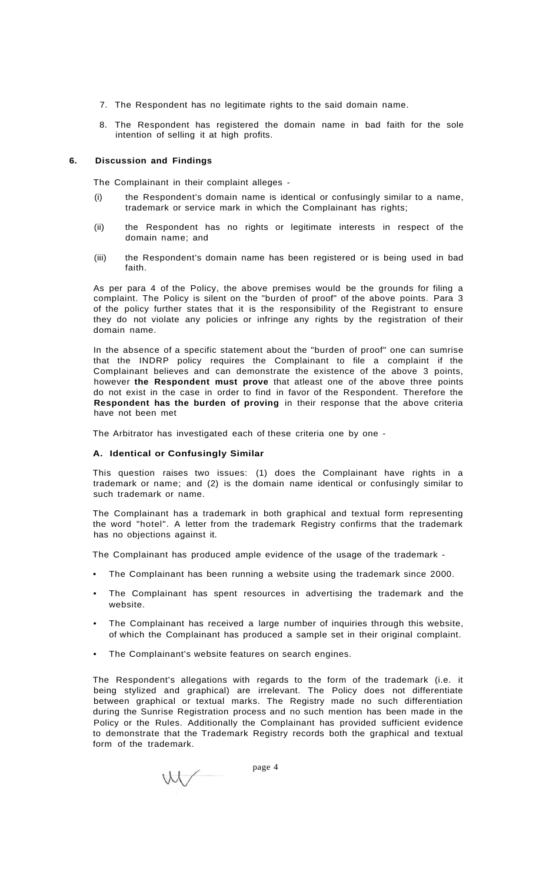7. The Respondent has no legitimate rights to the said domain name.

8. The Respondent has registered the domain name in bad faith for the sole intention of selling it at high profits.

## 6. Discussion and Findings

The Complainant in their complaint alleges -

(i) the Respondent's domain name is identical or confusingly similar to a name, trademark or service mark in which the Complainant has rights;

(ii) the Respondent has no rights or legitimate interests in respect of the domain name; and

(iii) the Respondent's domain name has been registered or is being used in bad faith.

As per para 4 of the Policy, the above premises would be the grounds for filing a complaint. The Policy is silent on the "burden of proof" of the above points. Para 3 of the policy further states that it is the responsibility of the Registrant to ensure they do not violate any policies or infringe any rights by the registration of their domain name.

In the absence of a specific statement about the "burden of proof" one can sumrise that the INDRP policy requires the Complainant to file a complaint if the Complainant believes and can demonstrate the existence of the above 3 points, however **the Respondent must prove** that atleast one of the above three points do not exist in the case in order to find in favor of the Respondent. Therefore the **Respondent has the burden of proving** in their response that the above criteria have not been met

The Arbitrator has investigated each of these criteria one by one -

### A. Identical or Confusingly Similar

This question raises two issues: (1) does the Complainant have rights in a trademark or name; and (2) is the domain name identical or confusingly similar to such trademark or name.

The Complainant has a trademark in both graphical and textual form representing the word "hotel". A letter from the trademark Registry confirms that the trademark has no objections against it.

The Complainant has produced ample evidence of the usage of the trademark -

- The Complainant has been running a website using the trademark since 2000.
- The Complainant has spent resources in advertising the trademark and the website.
- The Complainant has received a large number of inquiries through this website, of which the Complainant has produced a sample set in their original complaint.
- The Complainant's website features on search engines.

The Respondent's allegations with regards to the form of the trademark (i.e. it being stylized and graphical) are irrelevant. The Policy does not differentiate between graphical or textual marks. The Registry made no such differentiation during the Sunrise Registration process and no such mention has been made in the Policy or the Rules. Additionally the Complainant has provided sufficient evidence to demonstrate that the Trademark Registry records both the graphical and textual form of the trademark.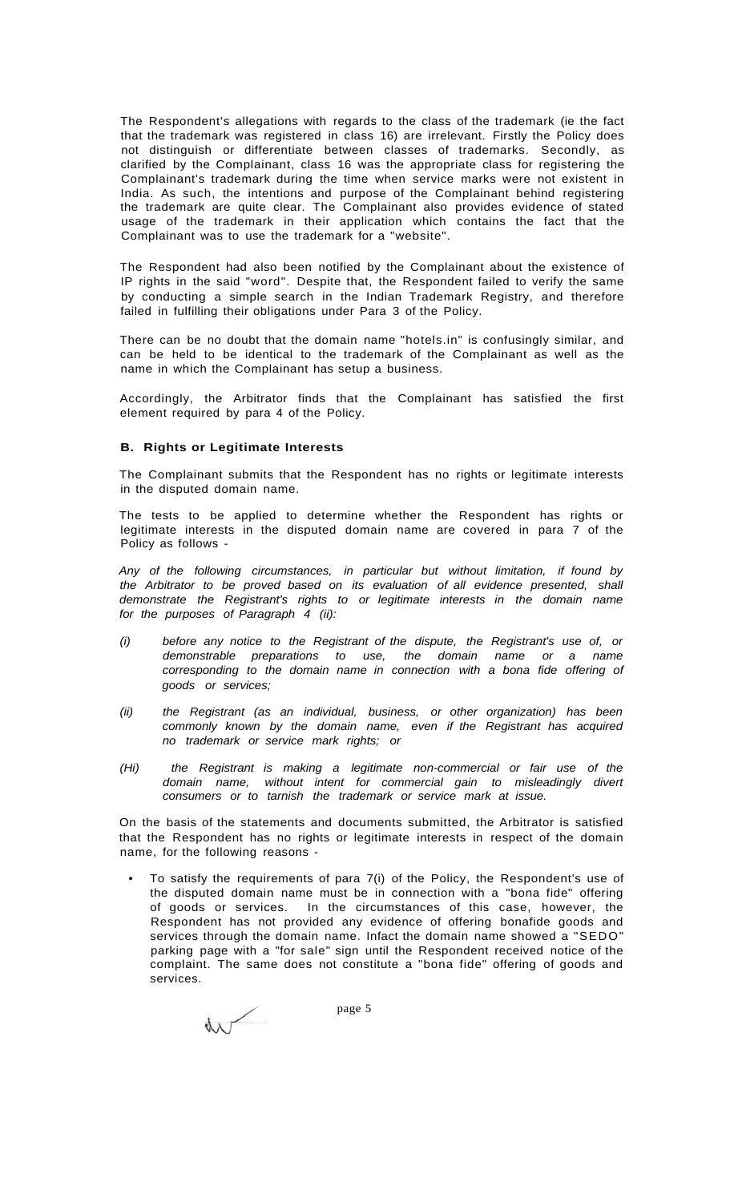The Respondent's allegations with regards to the class of the trademark (ie the fact that the trademark was registered in class 16) are irrelevant. Firstly the Policy does not distinguish or differentiate between classes of trademarks. Secondly, as clarified by the Complainant, class 16 was the appropriate class for registering the Complainant's trademark during the time when service marks were not existent in India. As such, the intentions and purpose of the Complainant behind registering the trademark are quite clear. The Complainant also provides evidence of stated usage of the trademark in their application which contains the fact that the Complainant was to use the trademark for a "website".

The Respondent had also been notified by the Complainant about the existence of IP rights in the said "word". Despite that, the Respondent failed to verify the same by conducting a simple search in the Indian Trademark Registry, and therefore failed in fulfilling their obligations under Para 3 of the Policy.

There can be no doubt that the domain name "hotels.in" is confusingly similar, and can be held to be identical to the trademark of the Complainant as well as the name in which the Complainant has setup a business.

Accordingly, the Arbitrator finds that the Complainant has satisfied the first element required by para 4 of the Policy.

**B. Rights or Legitimate Interests**

The Complainant submits that the Respondent has no rights or legitimate interests in the disputed domain name.

The tests to be applied to determine whether the Respondent has rights or legitimate interests in the disputed domain name are covered in para 7 of the Policy as follows -

*Any of the following circumstances, in particular but without limitation, if found by the Arbitrator to be proved based on its evaluation of all evidence presented, shall demonstrate the Registrant's rights to or legitimate interests in the domain name for the purposes of Paragraph 4 (ii):*

*(i) before any notice to the Registrant of the dispute, the Registrant's use of, or demonstrable preparations to use, the domain name or a name corresponding to the domain name in connection with a bona fide offering of goods or services;*

*(ii) the Registrant (as an individual, business, or other organization) has been commonly known by the domain name, even if the Registrant has acquired no trademark or service mark rights; or*

*(Hi) the Registrant is making a legitimate non-commercial or fair use of the domain name, without intent for commercial gain to misleadingly divert consumers or to tarnish the trademark or service mark at issue.*

On the basis of the statements and documents submitted, the Arbitrator is satisfied that the Respondent has no rights or legitimate interests in respect of the domain name, for the following reasons -

- To satisfy the requirements of para 7(i) of the Policy, the Respondent's use of the disputed domain name must be in connection with a "bona fide" offering of goods or services. In the circumstances of this case, however, the Respondent has not provided any evidence of offering bonafide goods and services through the domain name. Infact the domain name showed a "SEDO" parking page with a "for sale" sign until the Respondent received notice of the complaint. The same does not constitute a "bona fide" offering of goods and services.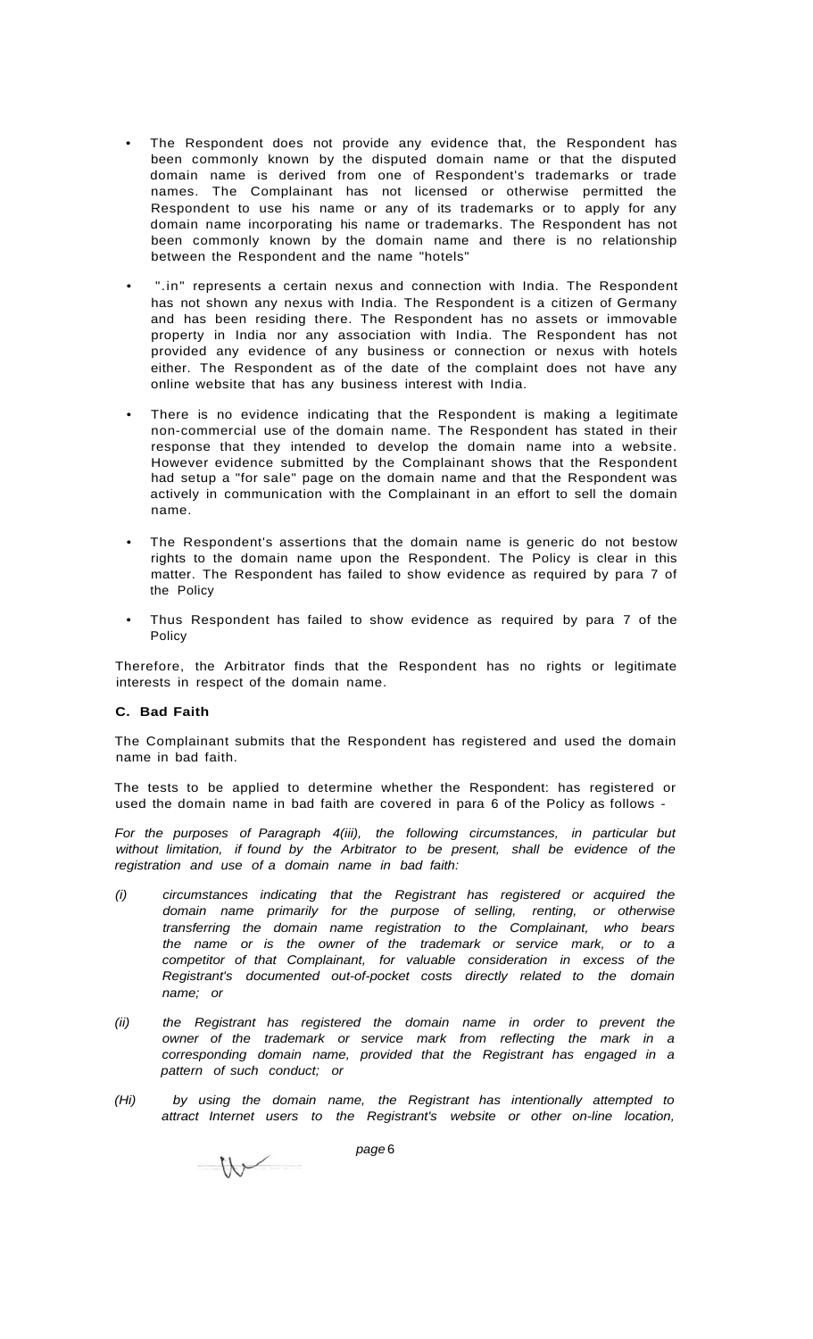- The Respondent does not provide any evidence that, the Respondent has been commonly known by the disputed domain name or that the disputed domain name is derived from one of Respondent's trademarks or trade names. The Complainant has not licensed or otherwise permitted the Respondent to use his name or any of its trademarks or to apply for any domain name incorporating his name or trademarks. The Respondent has not been commonly known by the domain name and there is no relationship between the Respondent and the name "hotels"

- ".in" represents a certain nexus and connection with India. The Respondent has not shown any nexus with India. The Respondent is a citizen of Germany and has been residing there. The Respondent has no assets or immovable property in India nor any association with India. The Respondent has not provided any evidence of any business or connection or nexus with hotels either. The Respondent as of the date of the complaint does not have any online website that has any business interest with India.

- There is no evidence indicating that the Respondent is making a legitimate non-commercial use of the domain name. The Respondent has stated in their response that they intended to develop the domain name into a website. However evidence submitted by the Complainant shows that the Respondent had setup a "for sale" page on the domain name and that the Respondent was actively in communication with the Complainant in an effort to sell the domain name.

- The Respondent's assertions that the domain name is generic do not bestow rights to the domain name upon the Respondent. The Policy is clear in this matter. The Respondent has failed to show evidence as required by para 7 of the Policy

- Thus Respondent has failed to show evidence as required by para 7 of the Policy

Therefore, the Arbitrator finds that the Respondent has no rights or legitimate interests in respect of the domain name.

**C. Bad Faith**

The Complainant submits that the Respondent has registered and used the domain name in bad faith.

The tests to be applied to determine whether the Respondent: has registered or used the domain name in bad faith are covered in para 6 of the Policy as follows -

*For the purposes of Paragraph 4(iii), the following circumstances, in particular but without limitation, if found by the Arbitrator to be present, shall be evidence of the registration and use of a domain name in bad faith:*

*(i) circumstances indicating that the Registrant has registered or acquired the domain name primarily for the purpose of selling, renting, or otherwise transferring the domain name registration to the Complainant, who bears the name or is the owner of the trademark or service mark, or to a competitor of that Complainant, for valuable consideration in excess of the Registrant's documented out-of-pocket costs directly related to the domain name; or*

*(ii) the Registrant has registered the domain name in order to prevent the owner of the trademark or service mark from reflecting the mark in a corresponding domain name, provided that the Registrant has engaged in a pattern of such conduct; or*

*(Hi) by using the domain name, the Registrant has intentionally attempted to attract Internet users to the Registrant's website or other on-line location,*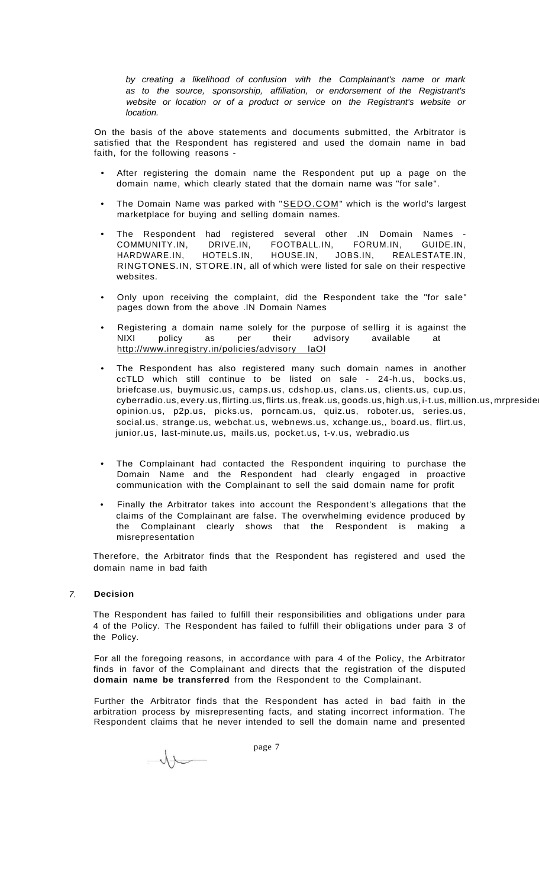*by creating a likelihood of confusion with the Complainant's name or mark as to the source, sponsorship, affiliation, or endorsement of the Registrant's website or location or of a product or service on the Registrant's website or location.*

On the basis of the above statements and documents submitted, the Arbitrator is satisfied that the Respondent has registered and used the domain name in bad faith, for the following reasons -

- After registering the domain name the Respondent put up a page on the domain name, which clearly stated that the domain name was "for sale".
- The Domain Name was parked with "SEDO.COM" which is the world's largest marketplace for buying and selling domain names.
- The Respondent had registered several other .IN Domain Names - COMMUNITY.IN, DRIVE.IN, FOOTBALL.IN, FORUM.IN, GUIDE.IN, HARDWARE.IN, HOTELS.IN, HOUSE.IN, JOBS.IN, REALESTATE.IN, RINGTONES.IN, STORE.IN, all of which were listed for sale on their respective websites.
- Only upon receiving the complaint, did the Respondent take the "for sale" pages down from the above .IN Domain Names
- Registering a domain name solely for the purpose of sellirg it is against the NIXI policy as per their advisory available at http://www.inregistry.in/policies/advisory laOl
- The Respondent has also registered many such domain names in another ccTLD which still continue to be listed on sale - 24-h.us, bocks.us, briefcase.us, buymusic.us, camps.us, cdshop.us, clans.us, clients.us, cup.us, cyberradio.us, every.us, flirting.us, flirts.us, freak.us, goods.us, high.us, i-t.us, million.us, mrpreside opinion.us, p2p.us, picks.us, porncam.us, quiz.us, roboter.us, series.us, social.us, strange.us, webchat.us, webnews.us, xchange.us,, board.us, flirt.us, junior.us, last-minute.us, mails.us, pocket.us, t-v.us, webradio.us
- The Complainant had contacted the Respondent inquiring to purchase the Domain Name and the Respondent had clearly engaged in proactive communication with the Complainant to sell the said domain name for profit
- Finally the Arbitrator takes into account the Respondent's allegations that the claims of the Complainant are false. The overwhelming evidence produced by the Complainant clearly shows that the Respondent is making a misrepresentation

Therefore, the Arbitrator finds that the Respondent has registered and used the domain name in bad faith

## 7. Decision

The Respondent has failed to fulfill their responsibilities and obligations under para 4 of the Policy. The Respondent has failed to fulfill their obligations under para 3 of the Policy.

For all the foregoing reasons, in accordance with para 4 of the Policy, the Arbitrator finds in favor of the Complainant and directs that the registration of the disputed **domain name be transferred** from the Respondent to the Complainant.

Further the Arbitrator finds that the Respondent has acted in bad faith in the arbitration process by misrepresenting facts, and stating incorrect information. The Respondent claims that he never intended to sell the domain name and presented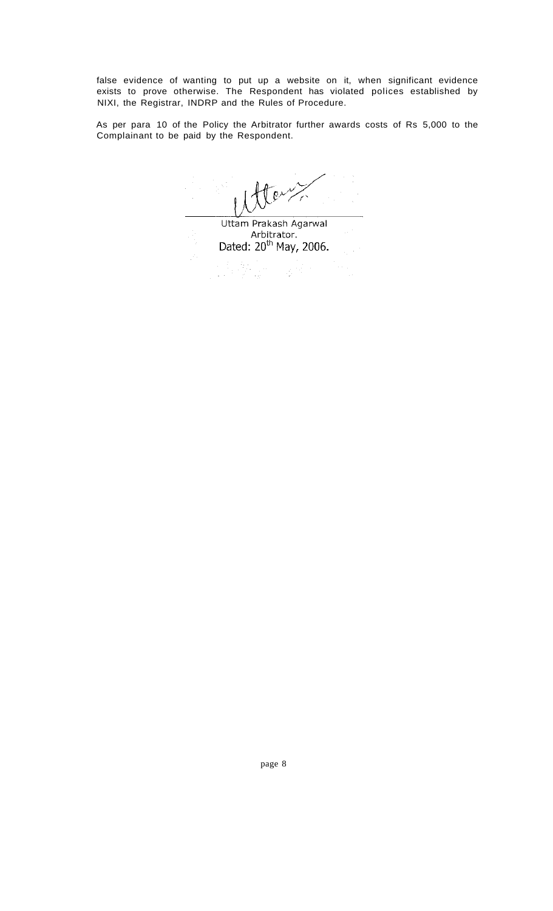false evidence of wanting to put up a website on it, when significant evidence exists to prove otherwise. The Respondent has violated polices established by NIXI, the Registrar, INDRP and the Rules of Procedure.

As per para 10 of the Policy the Arbitrator further awards costs of Rs 5,000 to the Complainant to be paid by the Respondent.

Uttam Prakash Agarwal
Arbitrator.
Dated: 20th May, 2006.